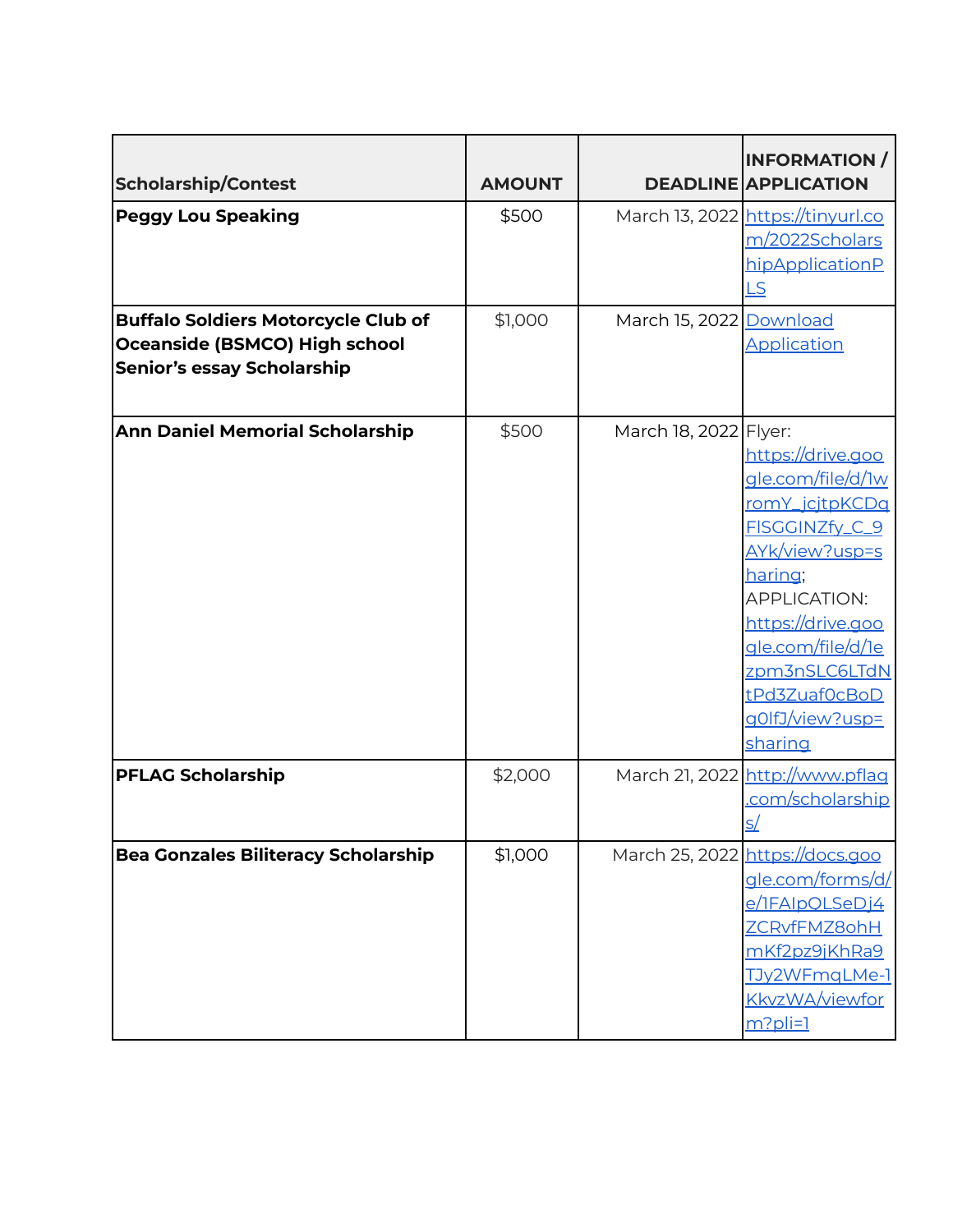| Scholarship/Contest | AMOUNT | DEADLINE | INFORMATION / APPLICATION |
|---|---|---|---|
| **Peggy Lou Speaking** | $500 | March 13, 2022 | https://tinyurl.com/2022ScholarshipApplicationPLS |
| **Buffalo Soldiers Motorcycle Club of Oceanside (BSMCO) High school Senior's essay Scholarship** | $1,000 | March 15, 2022 | Download Application |
| **Ann Daniel Memorial Scholarship** | $500 | March 18, 2022 | Flyer: https://drive.google.com/file/d/1wromY_jcjtpKCDqFlSGGINZfy_C_9AYk/view?usp=sharing; APPLICATION: https://drive.google.com/file/d/1ezpm3nSLC6LTdNtPd3Zuaf0cBoDg0lfJ/view?usp=sharing |
| **PFLAG Scholarship** | $2,000 | March 21, 2022 | http://www.pflag.com/scholarships/ |
| **Bea Gonzales Biliteracy Scholarship** | $1,000 | March 25, 2022 | https://docs.google.com/forms/d/e/1FAIpQLSeDj4ZCRvfFMZ8ohHmKf2pz9jKhRa9TJy2WFmqLMe-1KkvzWA/viewform?pli=1 |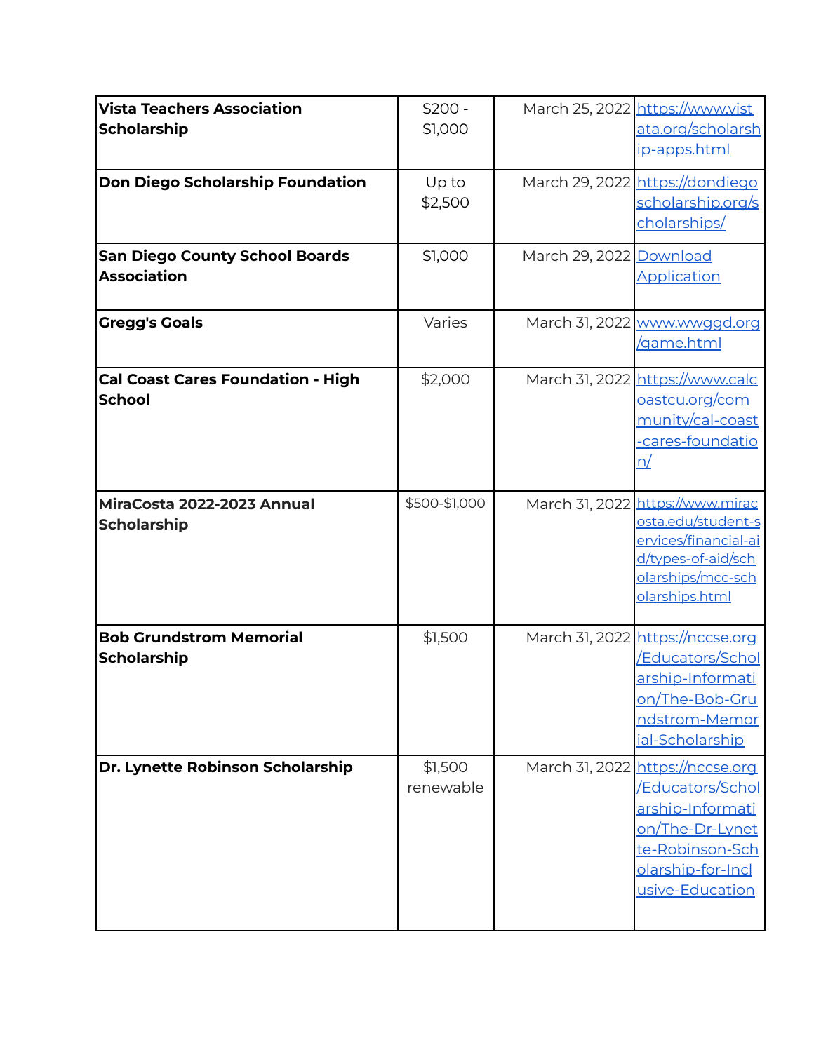| **Vista Teachers Association Scholarship** | $200 - $1,000 | March 25, 2022 | https://www.vistata.org/scholarship-apps.html |
|---|---|---|---|
| **Don Diego Scholarship Foundation** | Up to $2,500 | March 29, 2022 | https://dondiegoscholarship.org/scholarships/ |
| **San Diego County School Boards Association** | $1,000 | March 29, 2022 | Download Application |
| **Gregg's Goals** | Varies | March 31, 2022 | www.wwggd.org/game.html |
| **Cal Coast Cares Foundation - High School** | $2,000 | March 31, 2022 | https://www.calcoastcu.org/community/cal-coast-cares-foundation/ |
| **MiraCosta 2022-2023 Annual Scholarship** | $500-$1,000 | March 31, 2022 | https://www.miracosta.edu/student-services/financial-aid/types-of-aid/scholarships/mcc-scholarships.html |
| **Bob Grundstrom Memorial Scholarship** | $1,500 | March 31, 2022 | https://nccse.org/Educators/Scholarship-Information/The-Bob-Grundstrom-Memorial-Scholarship |
| **Dr. Lynette Robinson Scholarship** | $1,500 renewable | March 31, 2022 | https://nccse.org/Educators/Scholarship-Information/The-Dr-Lynette-Robinson-Scholarship-for-Inclusive-Education |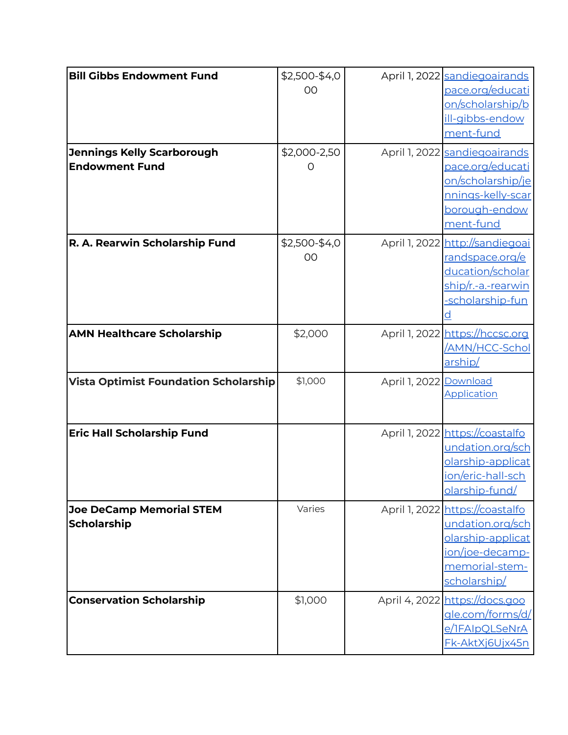| **Bill Gibbs Endowment Fund** | $2,500-$4,000 | April 1, 2022 | sandiegoairandspace.org/education/scholarship/bill-gibbs-endowment-fund |
|---|---|---|---|
| **Jennings Kelly Scarborough Endowment Fund** | $2,000-2,500 | April 1, 2022 | sandiegoairandspace.org/education/scholarship/jennings-kelly-scarborough-endowment-fund |
| **R. A. Rearwin Scholarship Fund** | $2,500-$4,000 | April 1, 2022 | http://sandiegoairandspace.org/education/scholarship/r.-a.-rearwin-scholarship-fund |
| **AMN Healthcare Scholarship** | $2,000 | April 1, 2022 | https://hccsc.org/AMN/HCC-Scholarship/ |
| **Vista Optimist Foundation Scholarship** | $1,000 | April 1, 2022 | Download Application |
| **Eric Hall Scholarship Fund** | | April 1, 2022 | https://coastalfoundation.org/scholarship-application/eric-hall-scholarship-fund/ |
| **Joe DeCamp Memorial STEM Scholarship** | Varies | April 1, 2022 | https://coastalfoundation.org/scholarship-application/joe-decamp-memorial-stem-scholarship/ |
| **Conservation Scholarship** | $1,000 | April 4, 2022 | https://docs.google.com/forms/d/e/1FAIpQLSeNrAFk-AktXj6Ujx45n |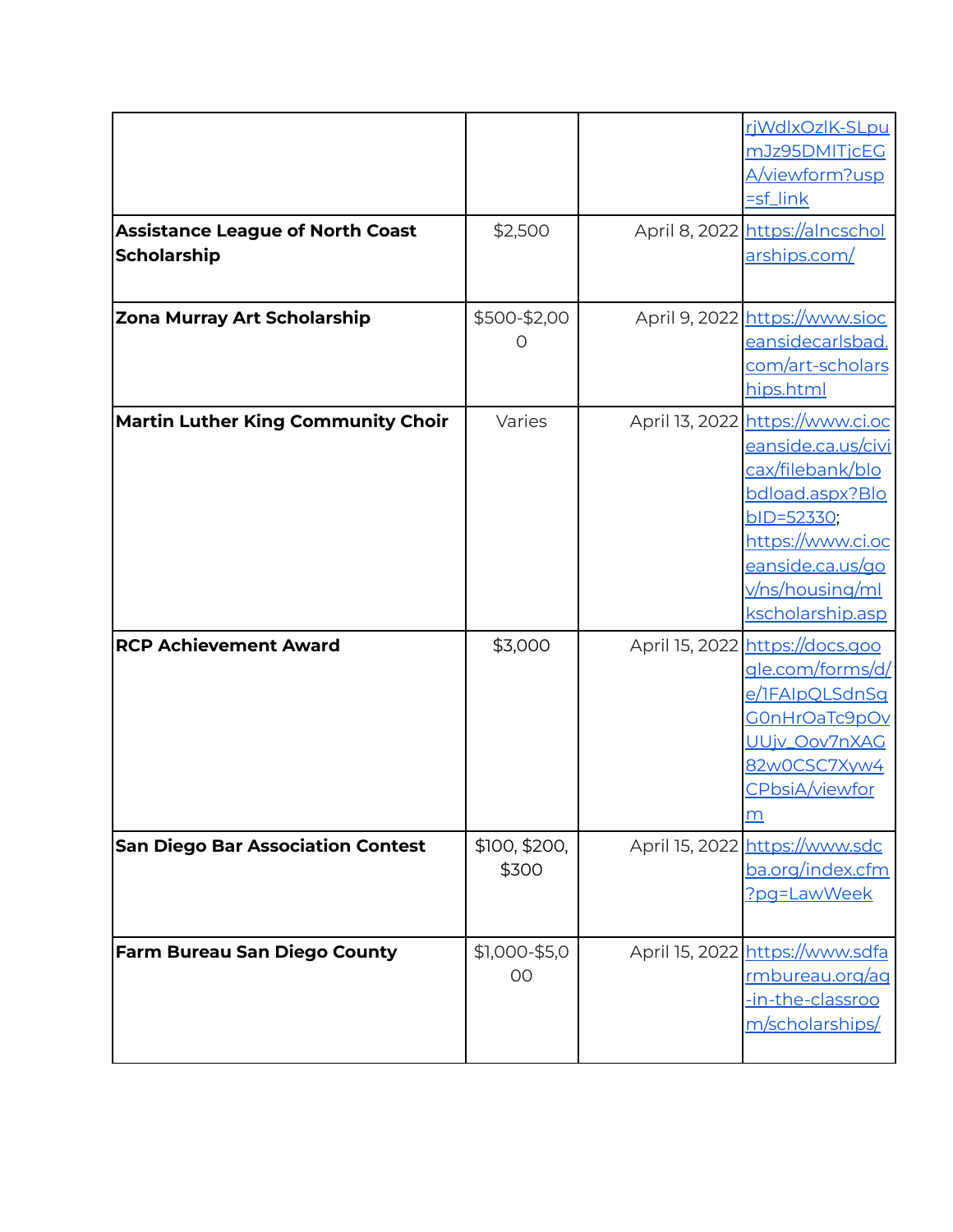| | | | |
|---|---|---|---|
| | | | rjWdlxOzlK-SLpumJz95DMITjcEGA/viewform?usp=sf_link |
| **Assistance League of North Coast Scholarship** | $2,500 | April 8, 2022 | https://alncscholarships.com/ |
| **Zona Murray Art Scholarship** | $500-$2,000 | April 9, 2022 | https://www.siocceansidecarlsbad.com/art-scholarships.html |
| **Martin Luther King Community Choir** | Varies | April 13, 2022 | https://www.ci.oceanside.ca.us/civicax/filebank/blobdload.aspx?BlobID=52330; https://www.ci.oceanside.ca.us/gov/ns/housing/mlkscholarship.asp |
| **RCP Achievement Award** | $3,000 | April 15, 2022 | https://docs.google.com/forms/d/e/1FAIpQLSdnSqG0nHrOaTc9pOvUUjv_Oov7nXAG82w0CSC7Xyw4CPbsiA/viewform |
| **San Diego Bar Association Contest** | $100, $200, $300 | April 15, 2022 | https://www.sdcba.org/index.cfm?pg=LawWeek |
| **Farm Bureau San Diego County** | $1,000-$5,000 | April 15, 2022 | https://www.sdfarmbureau.org/ag-in-the-classroom/scholarships/ |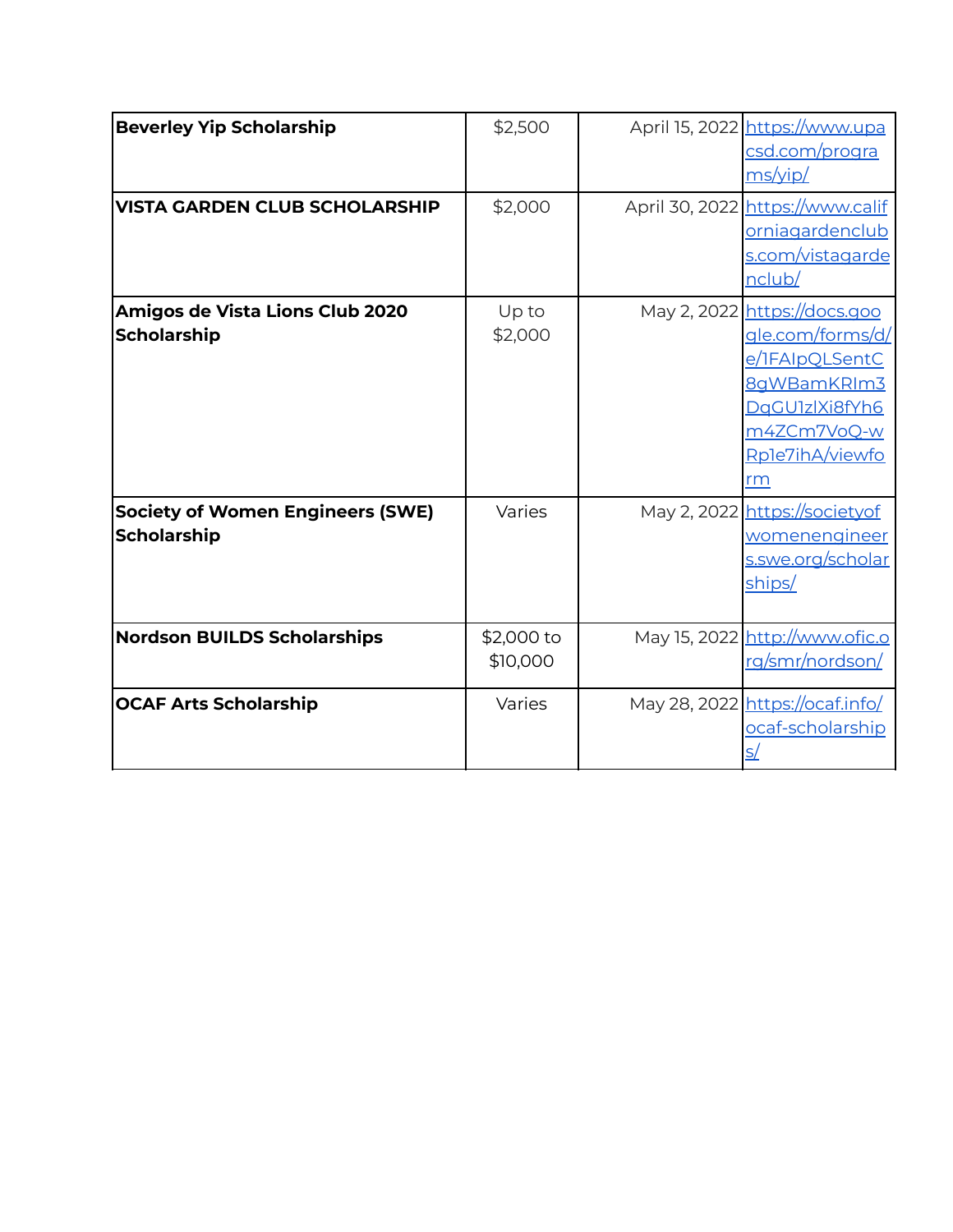| | | | |
|---|---|---|---|
| **Beverley Yip Scholarship** | $2,500 | April 15, 2022 | https://www.upacsd.com/programs/yip/ |
| **VISTA GARDEN CLUB SCHOLARSHIP** | $2,000 | April 30, 2022 | https://www.californiagardenclubs.com/vistagardenclub/ |
| **Amigos de Vista Lions Club 2020 Scholarship** | Up to $2,000 | May 2, 2022 | https://docs.google.com/forms/d/e/1FAIpQLSentC8gWBamKRIm3DqGU1zlXi8fYh6m4ZCm7VoQ-wRp1e7ihA/viewform |
| **Society of Women Engineers (SWE) Scholarship** | Varies | May 2, 2022 | https://societyofwomenengineers.swe.org/scholarships/ |
| **Nordson BUILDS Scholarships** | $2,000 to $10,000 | May 15, 2022 | http://www.ofic.org/smr/nordson/ |
| **OCAF Arts Scholarship** | Varies | May 28, 2022 | https://ocaf.info/ocaf-scholarships/ |